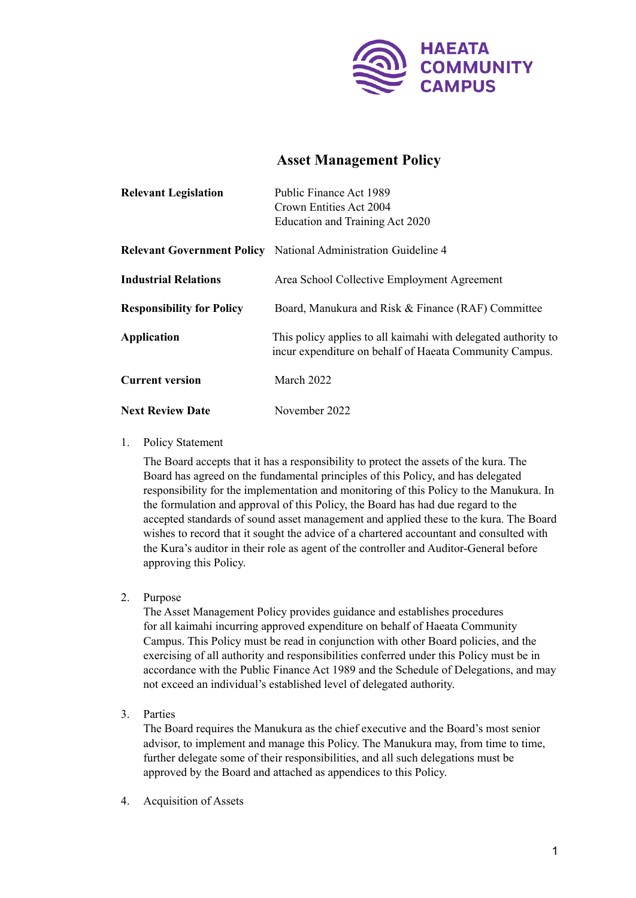HAEATA COMMUNITY CAMPUS

# Asset Management Policy

| | |
|---|---|
| **Relevant Legislation** | Public Finance Act 1989<br>Crown Entities Act 2004<br>Education and Training Act 2020 |
| **Relevant Government Policy** | National Administration Guideline 4 |
| **Industrial Relations** | Area School Collective Employment Agreement |
| **Responsibility for Policy** | Board, Manukura and Risk & Finance (RAF) Committee |
| **Application** | This policy applies to all kaimahi with delegated authority to incur expenditure on behalf of Haeata Community Campus. |
| **Current version** | March 2022 |
| **Next Review Date** | November 2022 |

1. Policy Statement

   The Board accepts that it has a responsibility to protect the assets of the kura. The Board has agreed on the fundamental principles of this Policy, and has delegated responsibility for the implementation and monitoring of this Policy to the Manukura. In the formulation and approval of this Policy, the Board has had due regard to the accepted standards of sound asset management and applied these to the kura. The Board wishes to record that it sought the advice of a chartered accountant and consulted with the Kura's auditor in their role as agent of the controller and Auditor-General before approving this Policy.

2. Purpose

   The Asset Management Policy provides guidance and establishes procedures for all kaimahi incurring approved expenditure on behalf of Haeata Community Campus. This Policy must be read in conjunction with other Board policies, and the exercising of all authority and responsibilities conferred under this Policy must be in accordance with the Public Finance Act 1989 and the Schedule of Delegations, and may not exceed an individual's established level of delegated authority.

3. Parties

   The Board requires the Manukura as the chief executive and the Board's most senior advisor, to implement and manage this Policy. The Manukura may, from time to time, further delegate some of their responsibilities, and all such delegations must be approved by the Board and attached as appendices to this Policy.

4. Acquisition of Assets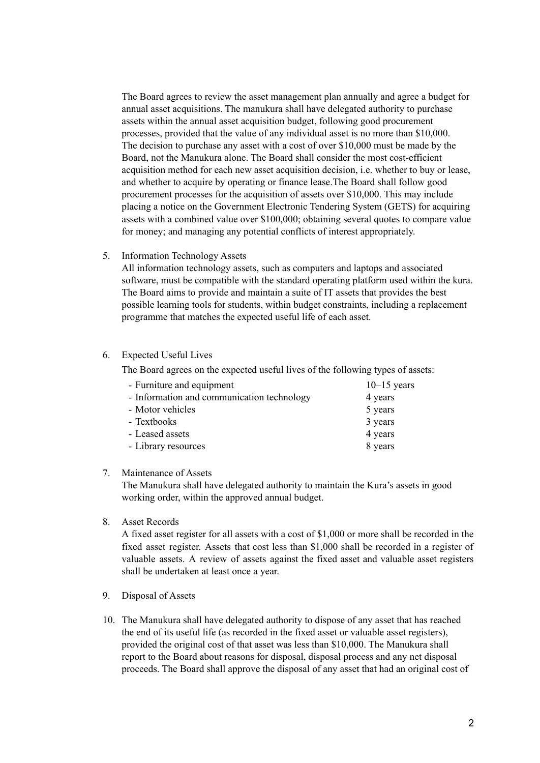The Board agrees to review the asset management plan annually and agree a budget for annual asset acquisitions. The manukura shall have delegated authority to purchase assets within the annual asset acquisition budget, following good procurement processes, provided that the value of any individual asset is no more than $10,000. The decision to purchase any asset with a cost of over $10,000 must be made by the Board, not the Manukura alone. The Board shall consider the most cost-efficient acquisition method for each new asset acquisition decision, i.e. whether to buy or lease, and whether to acquire by operating or finance lease.The Board shall follow good procurement processes for the acquisition of assets over $10,000. This may include placing a notice on the Government Electronic Tendering System (GETS) for acquiring assets with a combined value over $100,000; obtaining several quotes to compare value for money; and managing any potential conflicts of interest appropriately.

5. Information Technology Assets
   All information technology assets, such as computers and laptops and associated software, must be compatible with the standard operating platform used within the kura. The Board aims to provide and maintain a suite of IT assets that provides the best possible learning tools for students, within budget constraints, including a replacement programme that matches the expected useful life of each asset.

6. Expected Useful Lives
   The Board agrees on the expected useful lives of the following types of assets:

| | |
|---|---|
| - Furniture and equipment | 10–15 years |
| - Information and communication technology | 4 years |
| - Motor vehicles | 5 years |
| - Textbooks | 3 years |
| - Leased assets | 4 years |
| - Library resources | 8 years |

7. Maintenance of Assets
   The Manukura shall have delegated authority to maintain the Kura's assets in good working order, within the approved annual budget.

8. Asset Records
   A fixed asset register for all assets with a cost of $1,000 or more shall be recorded in the fixed asset register. Assets that cost less than $1,000 shall be recorded in a register of valuable assets. A review of assets against the fixed asset and valuable asset registers shall be undertaken at least once a year.

9. Disposal of Assets

10. The Manukura shall have delegated authority to dispose of any asset that has reached the end of its useful life (as recorded in the fixed asset or valuable asset registers), provided the original cost of that asset was less than $10,000. The Manukura shall report to the Board about reasons for disposal, disposal process and any net disposal proceeds. The Board shall approve the disposal of any asset that had an original cost of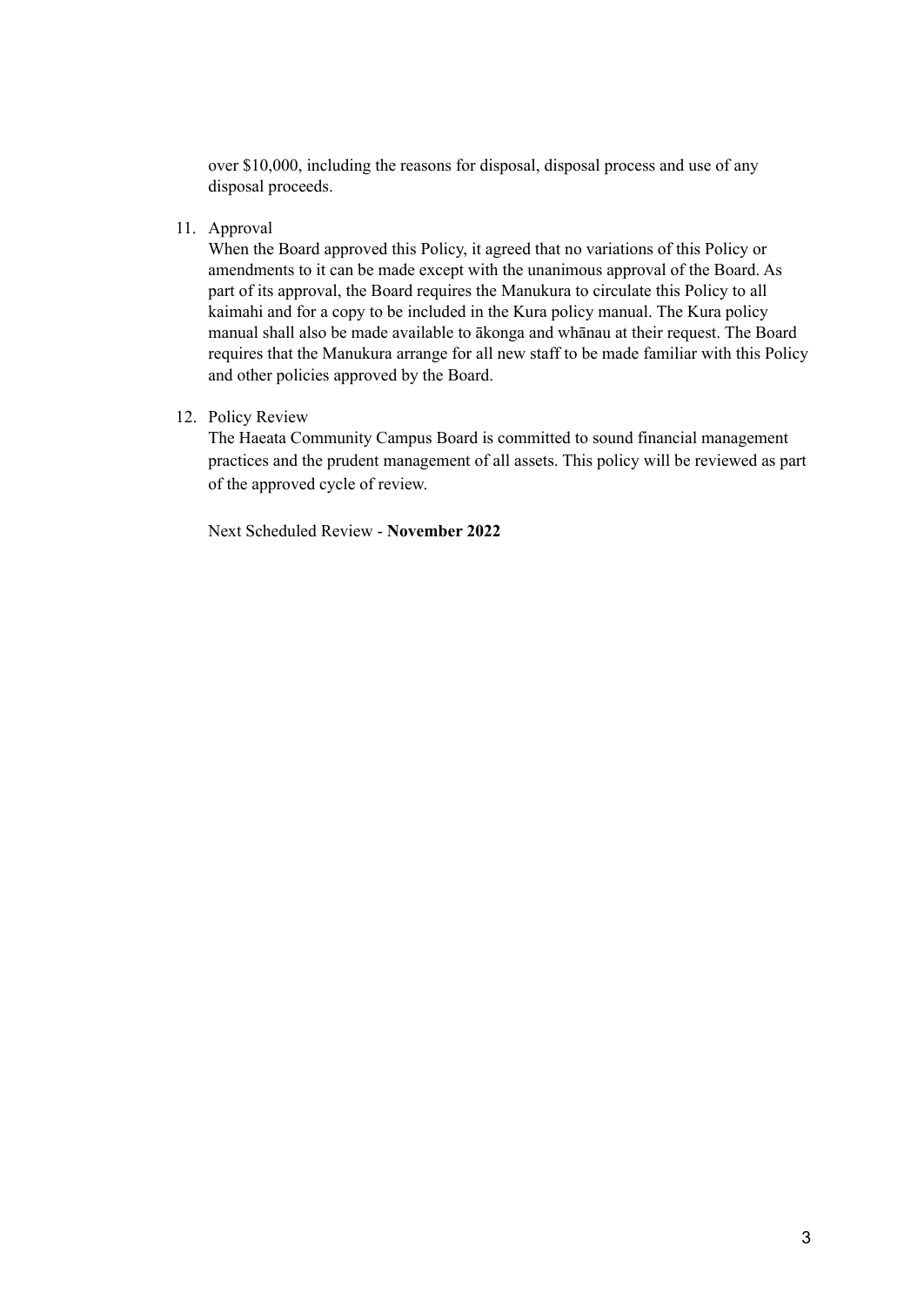over $10,000, including the reasons for disposal, disposal process and use of any disposal proceeds.

11. Approval

    When the Board approved this Policy, it agreed that no variations of this Policy or amendments to it can be made except with the unanimous approval of the Board. As part of its approval, the Board requires the Manukura to circulate this Policy to all kaimahi and for a copy to be included in the Kura policy manual. The Kura policy manual shall also be made available to ākonga and whānau at their request. The Board requires that the Manukura arrange for all new staff to be made familiar with this Policy and other policies approved by the Board.

12. Policy Review

    The Haeata Community Campus Board is committed to sound financial management practices and the prudent management of all assets. This policy will be reviewed as part of the approved cycle of review.

    Next Scheduled Review - **November 2022**